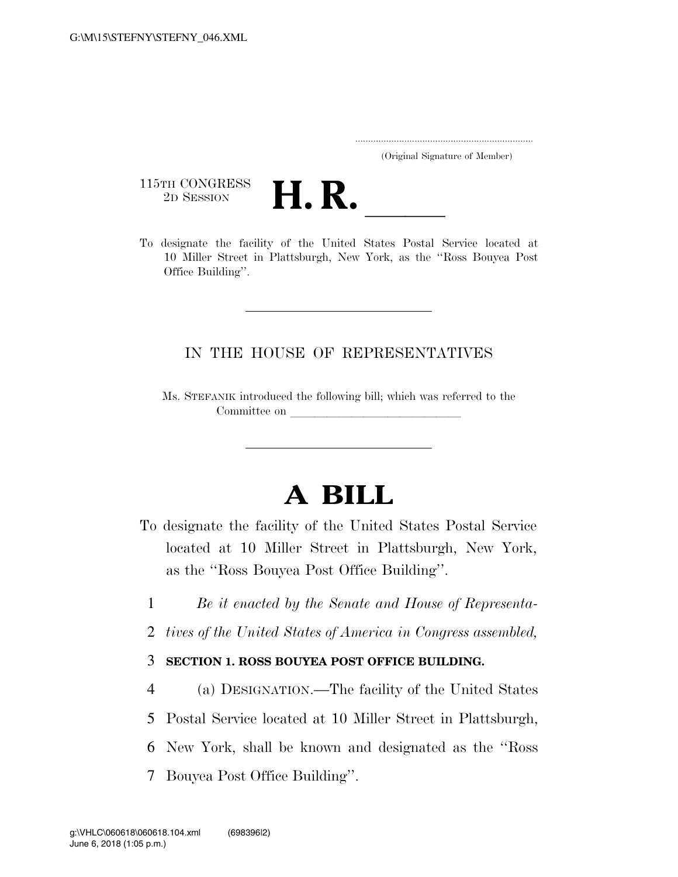(Original Signature of Member)

115TH CONGRESS
2D SESSION

# H. R. ____

To designate the facility of the United States Postal Service located at 10 Miller Street in Plattsburgh, New York, as the "Ross Bouyea Post Office Building".

---

IN THE HOUSE OF REPRESENTATIVES

Ms. STEFANIK introduced the following bill; which was referred to the Committee on ______________________________

---

# A BILL

To designate the facility of the United States Postal Service located at 10 Miller Street in Plattsburgh, New York, as the "Ross Bouyea Post Office Building".

1 *Be it enacted by the Senate and House of Representa-*
2 *tives of the United States of America in Congress assembled,*

3 **SECTION 1. ROSS BOUYEA POST OFFICE BUILDING.**

4 (a) DESIGNATION.—The facility of the United States
5 Postal Service located at 10 Miller Street in Plattsburgh,
6 New York, shall be known and designated as the "Ross
7 Bouyea Post Office Building".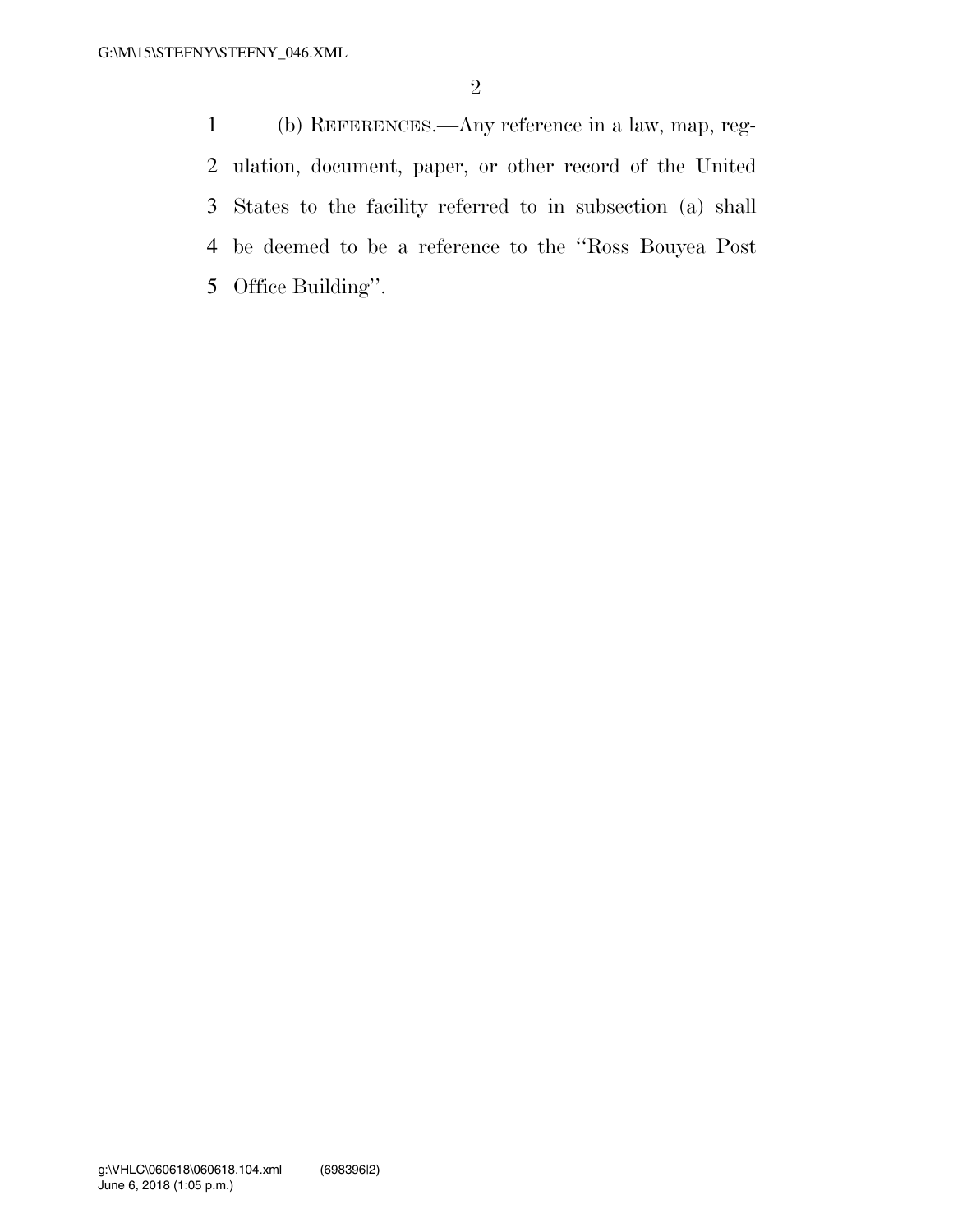(b) REFERENCES.—Any reference in a law, map, regulation, document, paper, or other record of the United States to the facility referred to in subsection (a) shall be deemed to be a reference to the ''Ross Bouyea Post Office Building''.